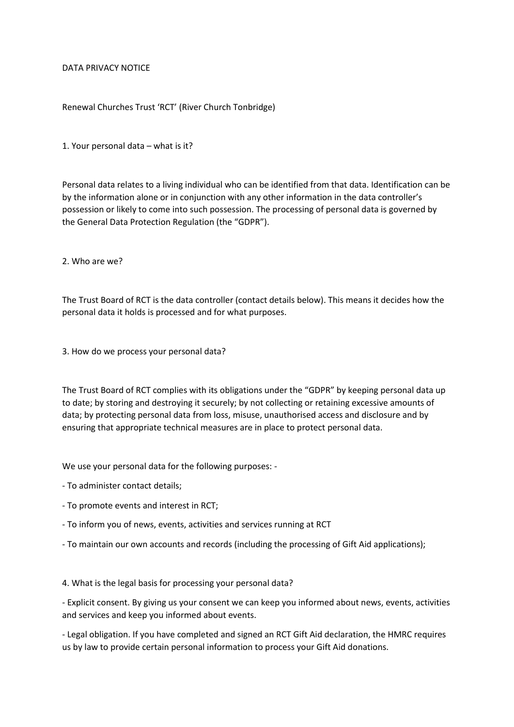# DATA PRIVACY NOTICE

Renewal Churches Trust 'RCT' (River Church Tonbridge)

## 1. Your personal data – what is it?

Personal data relates to a living individual who can be identified from that data. Identification can be by the information alone or in conjunction with any other information in the data controller's possession or likely to come into such possession. The processing of personal data is governed by the General Data Protection Regulation (the "GDPR").

## 2. Who are we?

The Trust Board of RCT is the data controller (contact details below). This means it decides how the personal data it holds is processed and for what purposes.

## 3. How do we process your personal data?

The Trust Board of RCT complies with its obligations under the "GDPR" by keeping personal data up to date; by storing and destroying it securely; by not collecting or retaining excessive amounts of data; by protecting personal data from loss, misuse, unauthorised access and disclosure and by ensuring that appropriate technical measures are in place to protect personal data.

We use your personal data for the following purposes: -

- To administer contact details;
- To promote events and interest in RCT;
- To inform you of news, events, activities and services running at RCT
- To maintain our own accounts and records (including the processing of Gift Aid applications);

## 4. What is the legal basis for processing your personal data?

- Explicit consent. By giving us your consent we can keep you informed about news, events, activities and services and keep you informed about events.
- Legal obligation. If you have completed and signed an RCT Gift Aid declaration, the HMRC requires us by law to provide certain personal information to process your Gift Aid donations.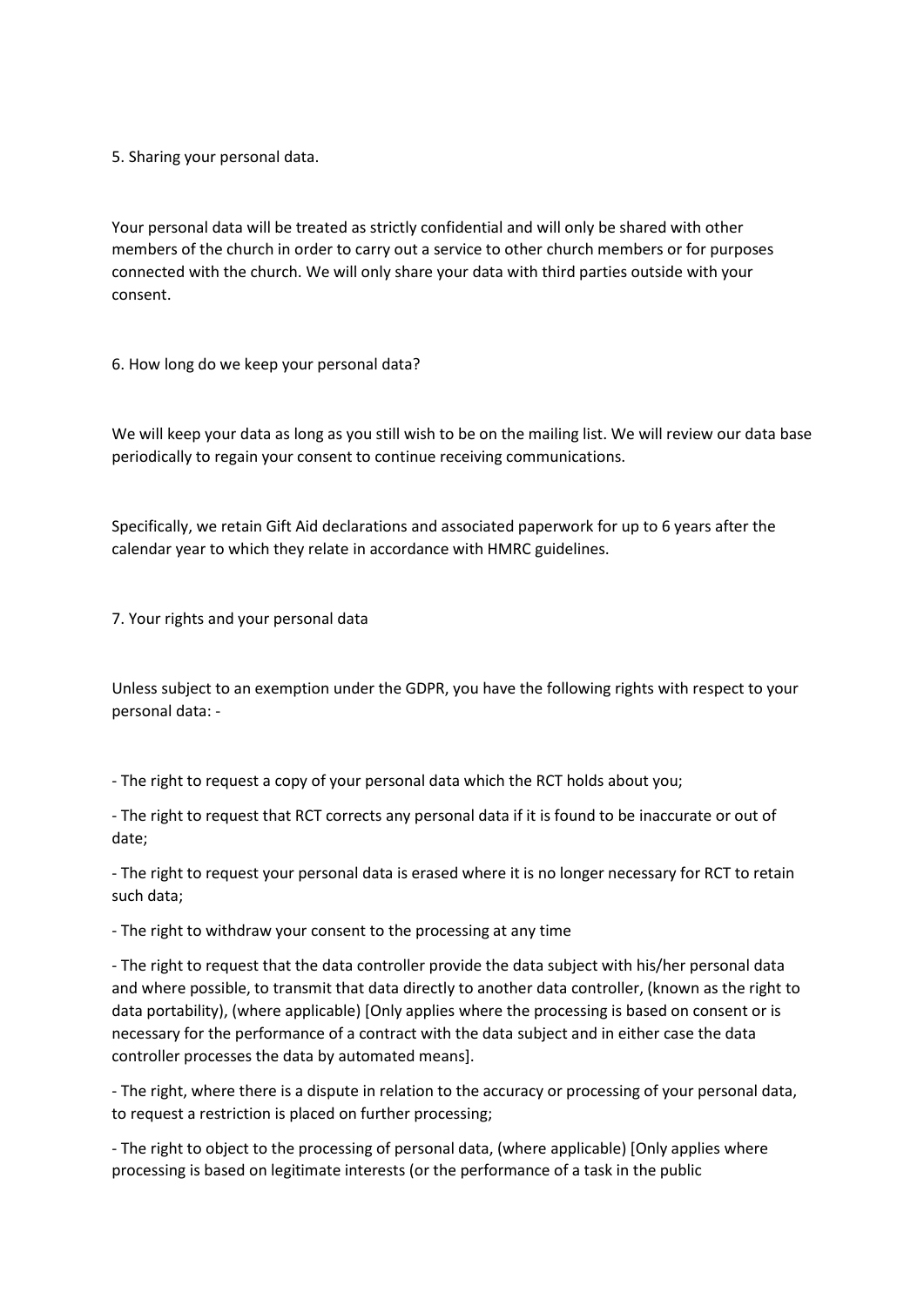## 5. Sharing your personal data.

Your personal data will be treated as strictly confidential and will only be shared with other members of the church in order to carry out a service to other church members or for purposes connected with the church. We will only share your data with third parties outside with your consent.

## 6. How long do we keep your personal data?

We will keep your data as long as you still wish to be on the mailing list. We will review our data base periodically to regain your consent to continue receiving communications.

Specifically, we retain Gift Aid declarations and associated paperwork for up to 6 years after the calendar year to which they relate in accordance with HMRC guidelines.

## 7. Your rights and your personal data

Unless subject to an exemption under the GDPR, you have the following rights with respect to your personal data: -

- The right to request a copy of your personal data which the RCT holds about you;
- The right to request that RCT corrects any personal data if it is found to be inaccurate or out of date;
- The right to request your personal data is erased where it is no longer necessary for RCT to retain such data;
- The right to withdraw your consent to the processing at any time
- The right to request that the data controller provide the data subject with his/her personal data and where possible, to transmit that data directly to another data controller, (known as the right to data portability), (where applicable) [Only applies where the processing is based on consent or is necessary for the performance of a contract with the data subject and in either case the data controller processes the data by automated means].
- The right, where there is a dispute in relation to the accuracy or processing of your personal data, to request a restriction is placed on further processing;
- The right to object to the processing of personal data, (where applicable) [Only applies where processing is based on legitimate interests (or the performance of a task in the public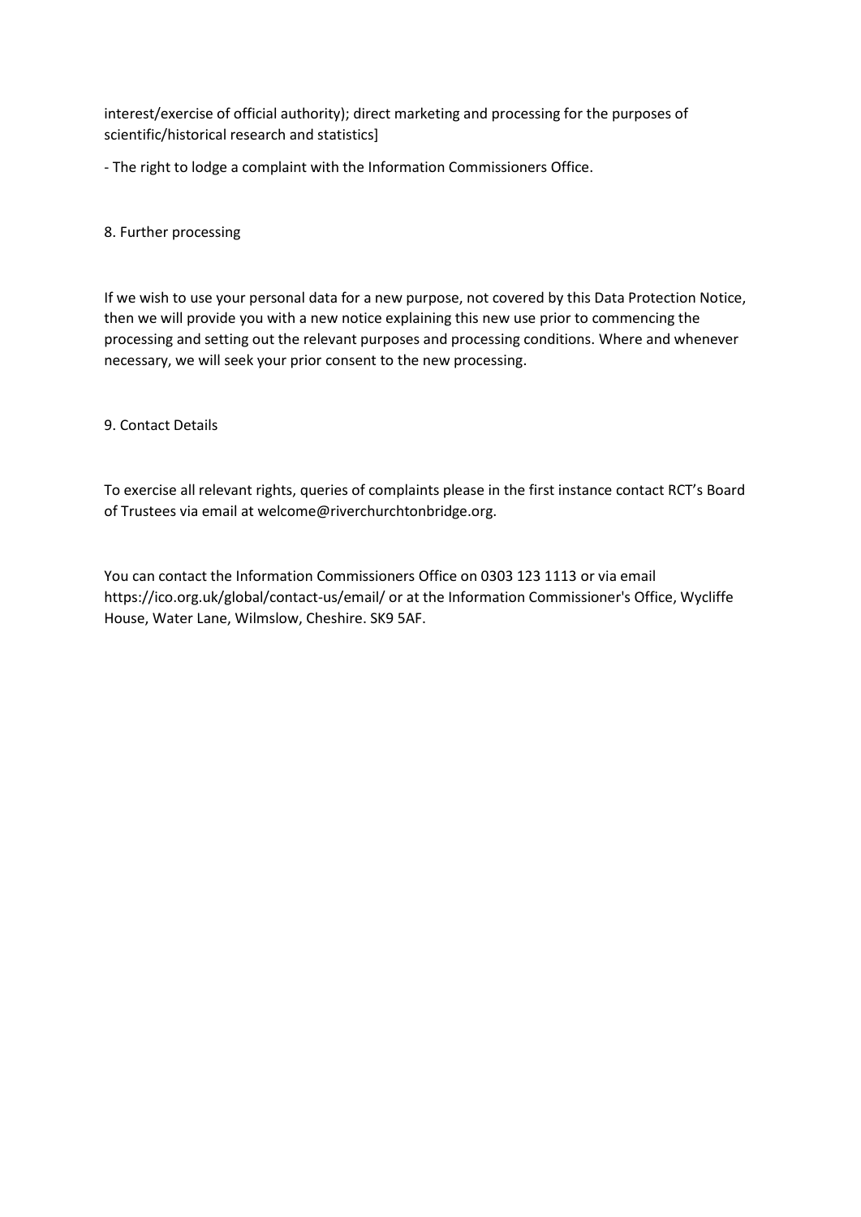interest/exercise of official authority); direct marketing and processing for the purposes of scientific/historical research and statistics]

- The right to lodge a complaint with the Information Commissioners Office.

## 8. Further processing

If we wish to use your personal data for a new purpose, not covered by this Data Protection Notice, then we will provide you with a new notice explaining this new use prior to commencing the processing and setting out the relevant purposes and processing conditions. Where and whenever necessary, we will seek your prior consent to the new processing.

## 9. Contact Details

To exercise all relevant rights, queries of complaints please in the first instance contact RCT's Board of Trustees via email at welcome@riverchurchtonbridge.org.

You can contact the Information Commissioners Office on 0303 123 1113 or via email https://ico.org.uk/global/contact-us/email/ or at the Information Commissioner's Office, Wycliffe House, Water Lane, Wilmslow, Cheshire. SK9 5AF.